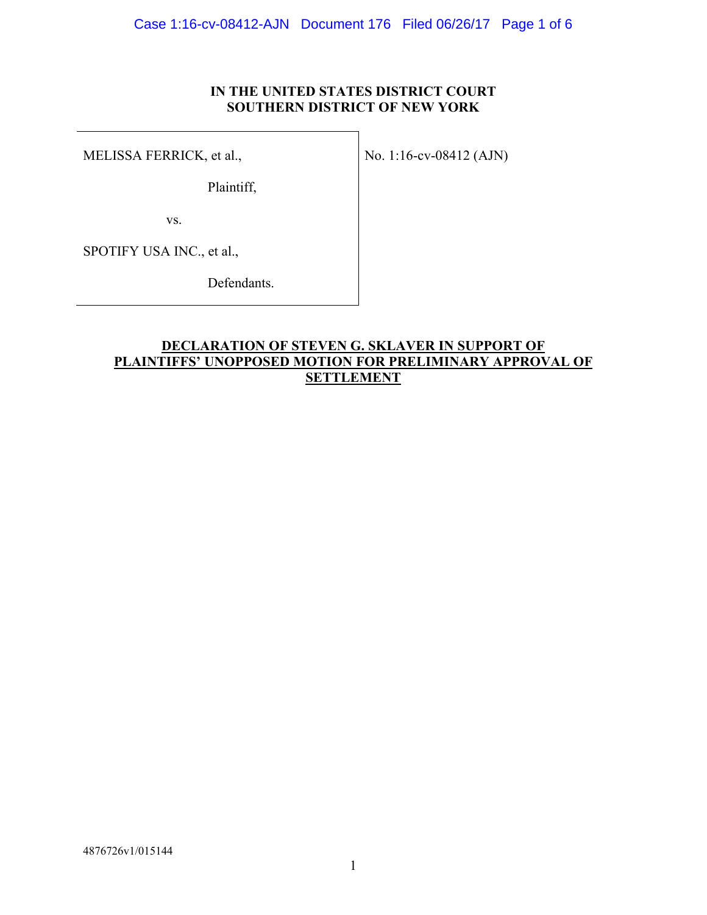**IN THE UNITED STATES DISTRICT COURT**
**SOUTHERN DISTRICT OF NEW YORK**

| | |
|---|---|
| MELISSA FERRICK, et al., <br><br> Plaintiff, <br><br> vs. <br><br> SPOTIFY USA INC., et al., <br><br> Defendants. | No. 1:16-cv-08412 (AJN) |

**DECLARATION OF STEVEN G. SKLAVER IN SUPPORT OF PLAINTIFFS' UNOPPOSED MOTION FOR PRELIMINARY APPROVAL OF SETTLEMENT**

4876726v1/015144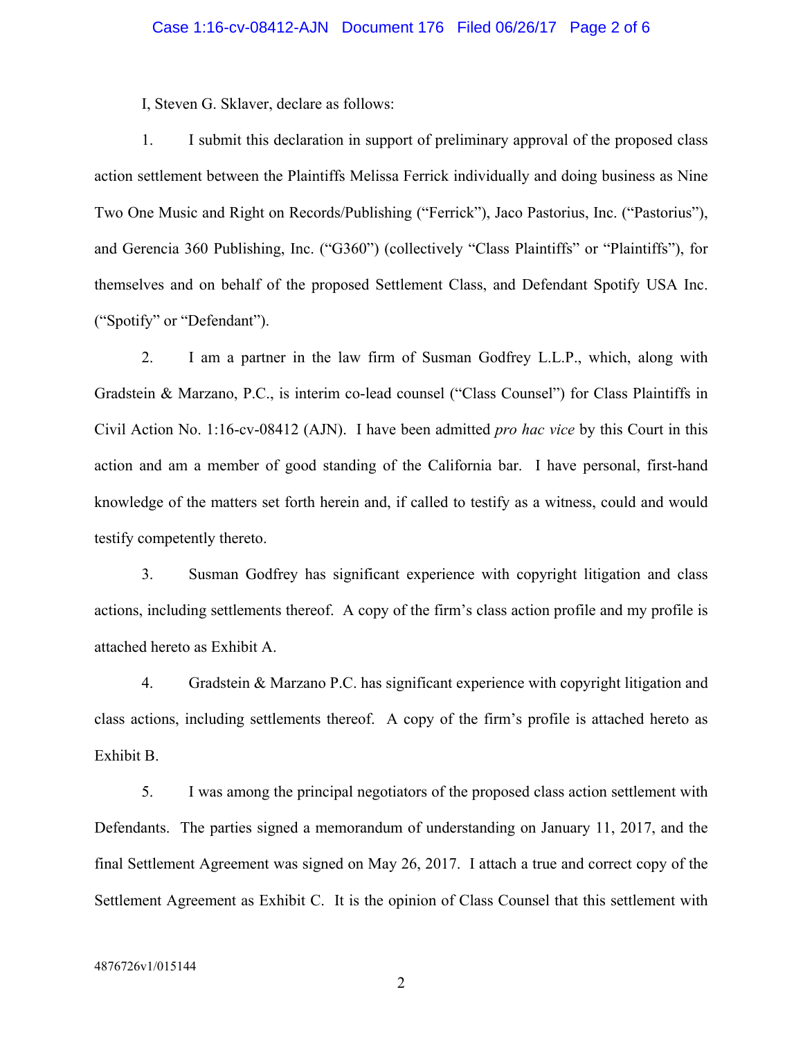I, Steven G. Sklaver, declare as follows:

1. I submit this declaration in support of preliminary approval of the proposed class action settlement between the Plaintiffs Melissa Ferrick individually and doing business as Nine Two One Music and Right on Records/Publishing ("Ferrick"), Jaco Pastorius, Inc. ("Pastorius"), and Gerencia 360 Publishing, Inc. ("G360") (collectively "Class Plaintiffs" or "Plaintiffs"), for themselves and on behalf of the proposed Settlement Class, and Defendant Spotify USA Inc. ("Spotify" or "Defendant").

2. I am a partner in the law firm of Susman Godfrey L.L.P., which, along with Gradstein & Marzano, P.C., is interim co-lead counsel ("Class Counsel") for Class Plaintiffs in Civil Action No. 1:16-cv-08412 (AJN). I have been admitted *pro hac vice* by this Court in this action and am a member of good standing of the California bar. I have personal, first-hand knowledge of the matters set forth herein and, if called to testify as a witness, could and would testify competently thereto.

3. Susman Godfrey has significant experience with copyright litigation and class actions, including settlements thereof. A copy of the firm's class action profile and my profile is attached hereto as Exhibit A.

4. Gradstein & Marzano P.C. has significant experience with copyright litigation and class actions, including settlements thereof. A copy of the firm's profile is attached hereto as Exhibit B.

5. I was among the principal negotiators of the proposed class action settlement with Defendants. The parties signed a memorandum of understanding on January 11, 2017, and the final Settlement Agreement was signed on May 26, 2017. I attach a true and correct copy of the Settlement Agreement as Exhibit C. It is the opinion of Class Counsel that this settlement with

4876726v1/015144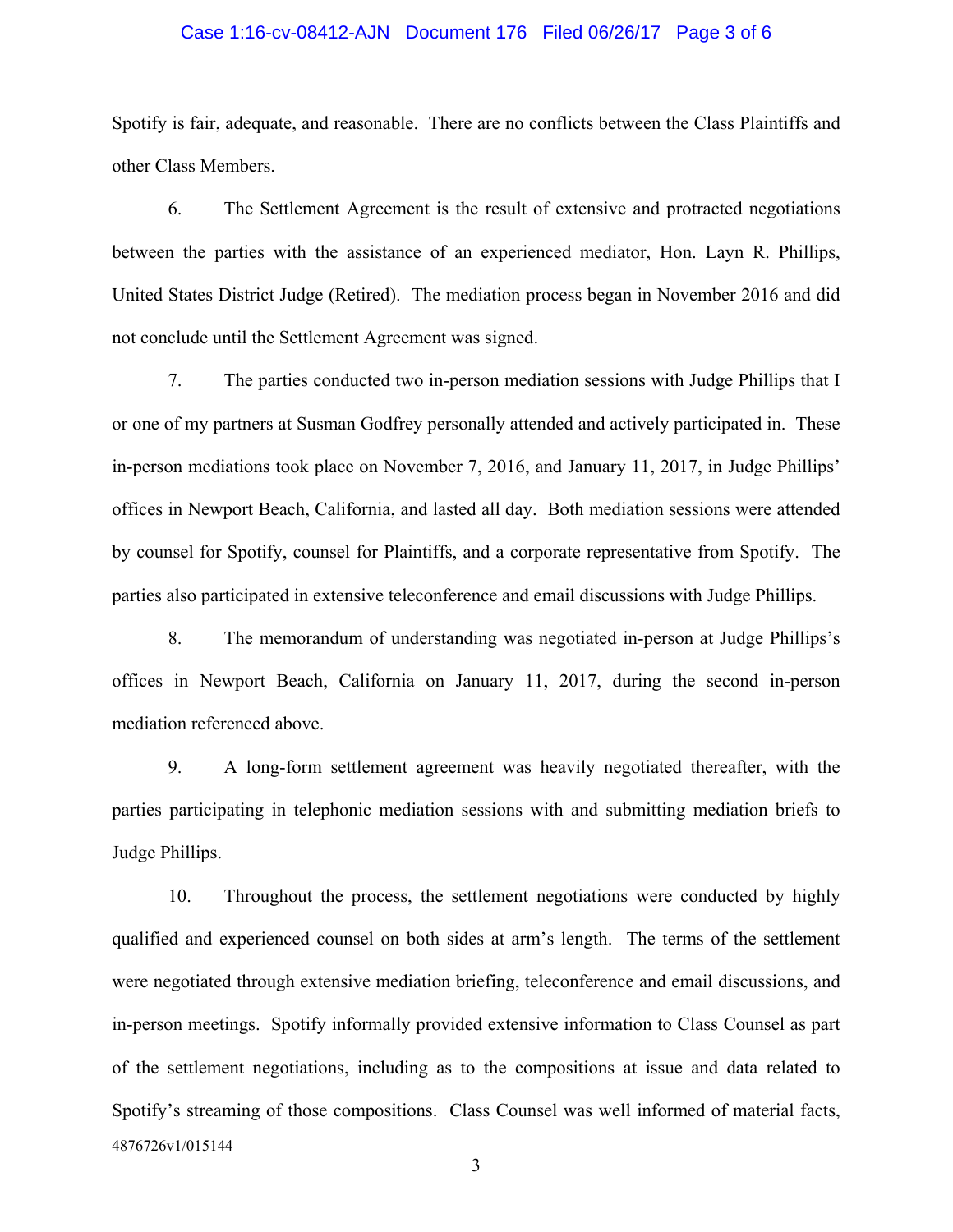Spotify is fair, adequate, and reasonable. There are no conflicts between the Class Plaintiffs and other Class Members.

6. The Settlement Agreement is the result of extensive and protracted negotiations between the parties with the assistance of an experienced mediator, Hon. Layn R. Phillips, United States District Judge (Retired). The mediation process began in November 2016 and did not conclude until the Settlement Agreement was signed.

7. The parties conducted two in-person mediation sessions with Judge Phillips that I or one of my partners at Susman Godfrey personally attended and actively participated in. These in-person mediations took place on November 7, 2016, and January 11, 2017, in Judge Phillips' offices in Newport Beach, California, and lasted all day. Both mediation sessions were attended by counsel for Spotify, counsel for Plaintiffs, and a corporate representative from Spotify. The parties also participated in extensive teleconference and email discussions with Judge Phillips.

8. The memorandum of understanding was negotiated in-person at Judge Phillips's offices in Newport Beach, California on January 11, 2017, during the second in-person mediation referenced above.

9. A long-form settlement agreement was heavily negotiated thereafter, with the parties participating in telephonic mediation sessions with and submitting mediation briefs to Judge Phillips.

10. Throughout the process, the settlement negotiations were conducted by highly qualified and experienced counsel on both sides at arm's length. The terms of the settlement were negotiated through extensive mediation briefing, teleconference and email discussions, and in-person meetings. Spotify informally provided extensive information to Class Counsel as part of the settlement negotiations, including as to the compositions at issue and data related to Spotify's streaming of those compositions. Class Counsel was well informed of material facts,

4876726v1/015144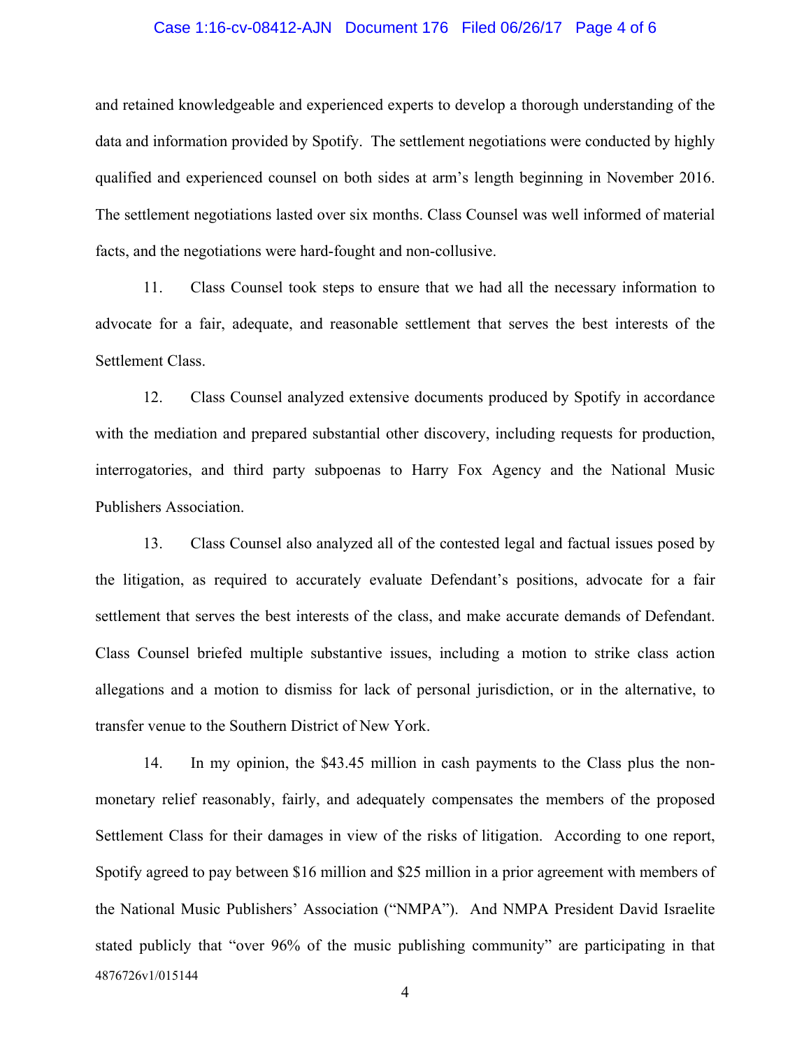and retained knowledgeable and experienced experts to develop a thorough understanding of the data and information provided by Spotify. The settlement negotiations were conducted by highly qualified and experienced counsel on both sides at arm's length beginning in November 2016. The settlement negotiations lasted over six months. Class Counsel was well informed of material facts, and the negotiations were hard-fought and non-collusive.

11. Class Counsel took steps to ensure that we had all the necessary information to advocate for a fair, adequate, and reasonable settlement that serves the best interests of the Settlement Class.

12. Class Counsel analyzed extensive documents produced by Spotify in accordance with the mediation and prepared substantial other discovery, including requests for production, interrogatories, and third party subpoenas to Harry Fox Agency and the National Music Publishers Association.

13. Class Counsel also analyzed all of the contested legal and factual issues posed by the litigation, as required to accurately evaluate Defendant's positions, advocate for a fair settlement that serves the best interests of the class, and make accurate demands of Defendant. Class Counsel briefed multiple substantive issues, including a motion to strike class action allegations and a motion to dismiss for lack of personal jurisdiction, or in the alternative, to transfer venue to the Southern District of New York.

14. In my opinion, the $43.45 million in cash payments to the Class plus the non-monetary relief reasonably, fairly, and adequately compensates the members of the proposed Settlement Class for their damages in view of the risks of litigation. According to one report, Spotify agreed to pay between $16 million and $25 million in a prior agreement with members of the National Music Publishers' Association ("NMPA"). And NMPA President David Israelite stated publicly that "over 96% of the music publishing community" are participating in that

4876726v1/015144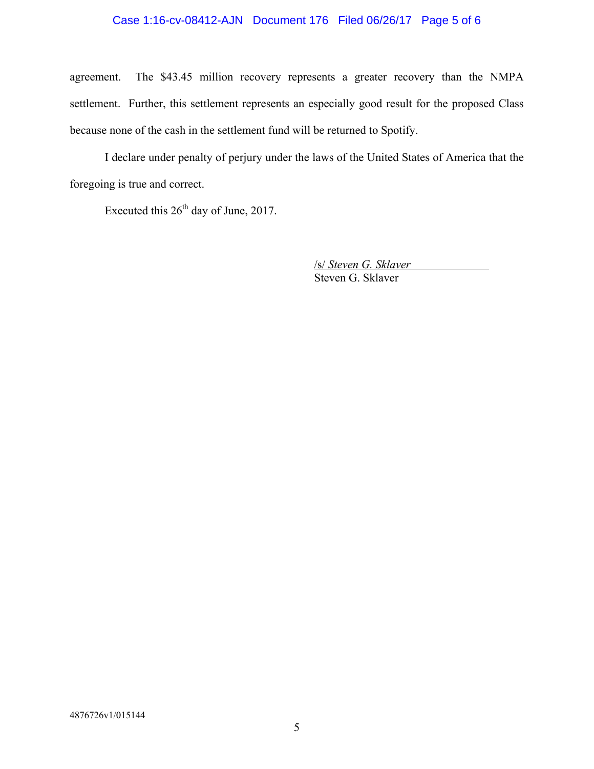agreement. The $43.45 million recovery represents a greater recovery than the NMPA settlement. Further, this settlement represents an especially good result for the proposed Class because none of the cash in the settlement fund will be returned to Spotify.

I declare under penalty of perjury under the laws of the United States of America that the foregoing is true and correct.

Executed this 26th day of June, 2017.

/s/ *Steven G. Sklaver*
Steven G. Sklaver

4876726v1/015144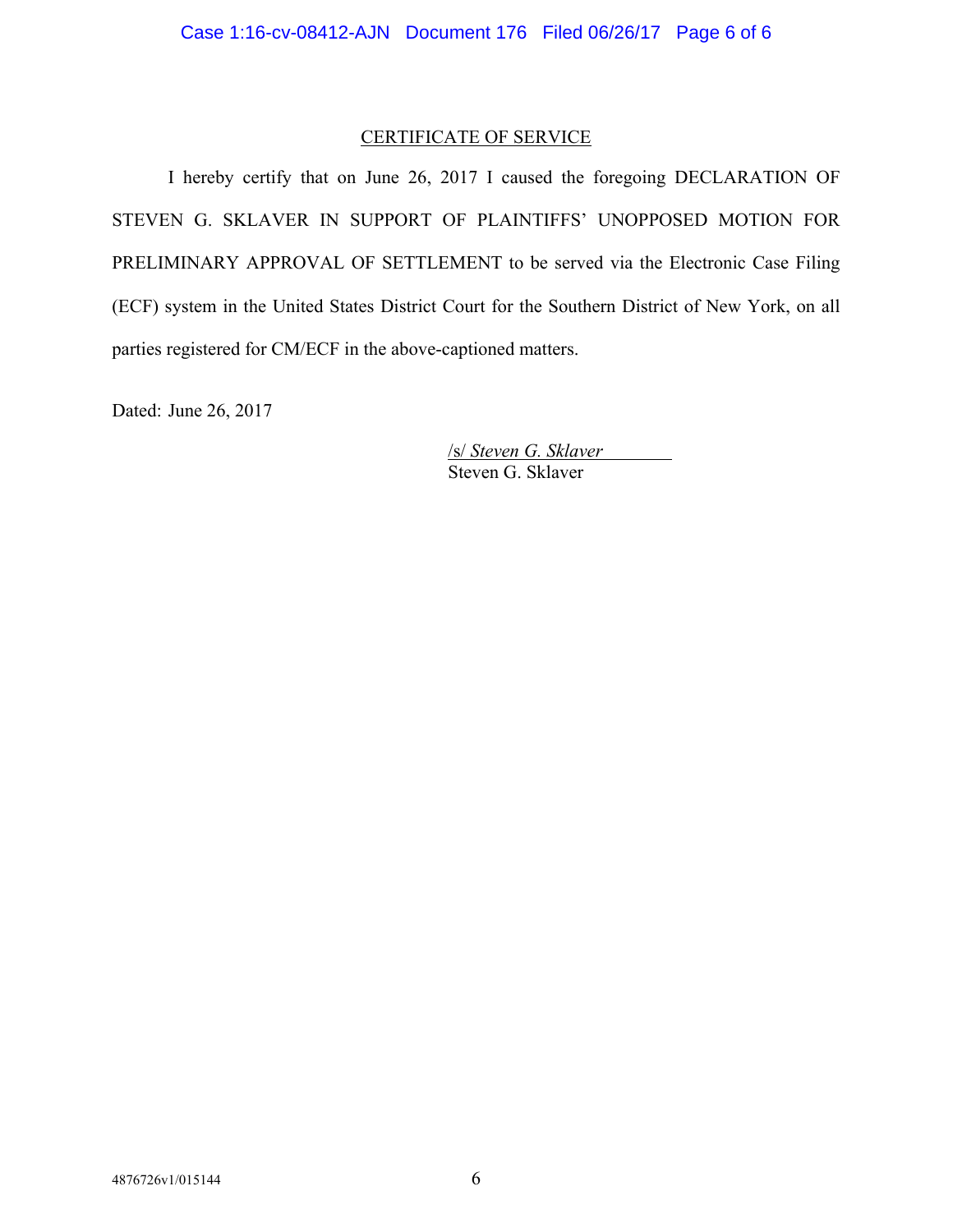## CERTIFICATE OF SERVICE

I hereby certify that on June 26, 2017 I caused the foregoing DECLARATION OF STEVEN G. SKLAVER IN SUPPORT OF PLAINTIFFS' UNOPPOSED MOTION FOR PRELIMINARY APPROVAL OF SETTLEMENT to be served via the Electronic Case Filing (ECF) system in the United States District Court for the Southern District of New York, on all parties registered for CM/ECF in the above-captioned matters.

Dated: June 26, 2017

/s/ *Steven G. Sklaver*
Steven G. Sklaver

4876726v1/015144